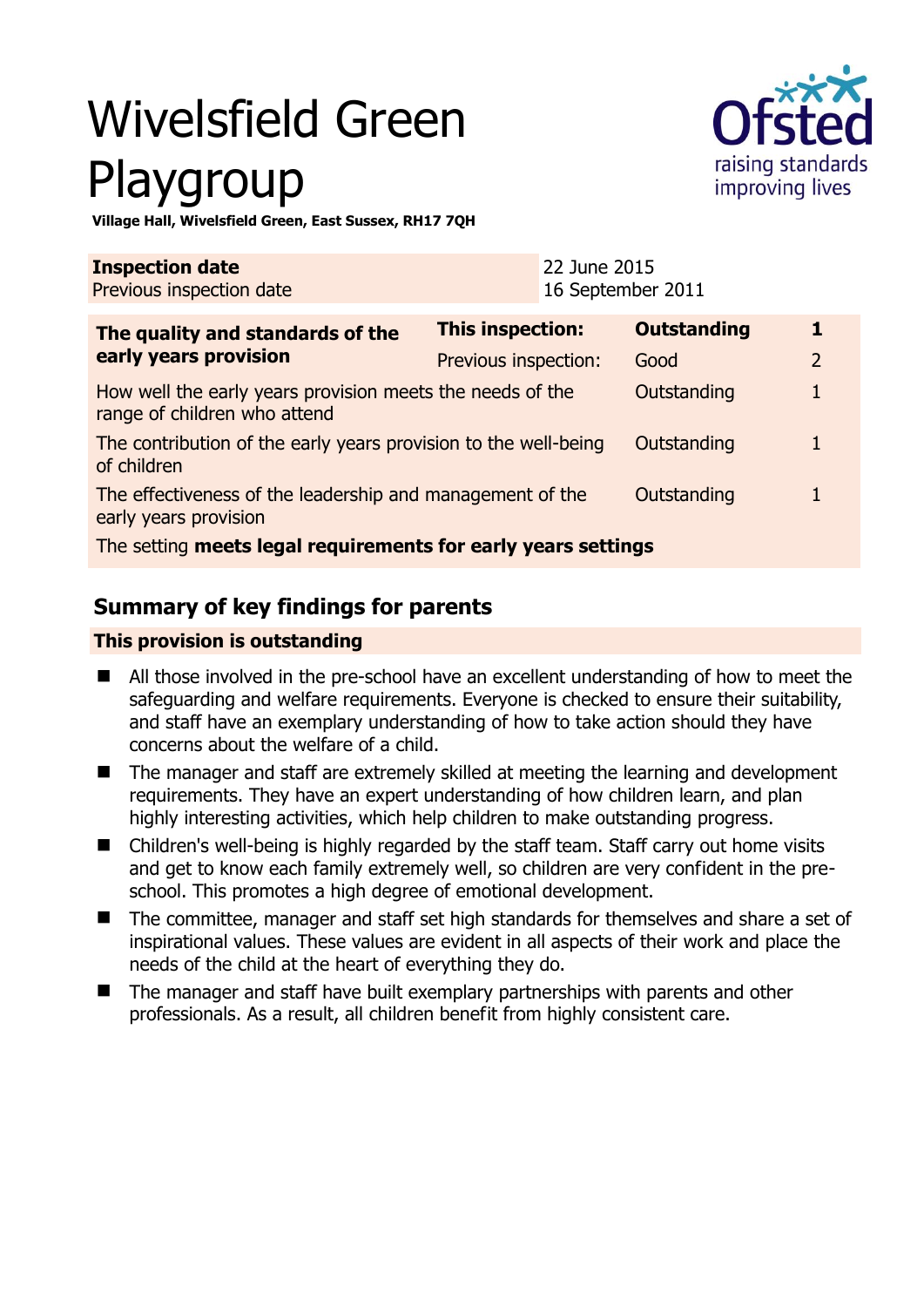# Wivelsfield Green Playgroup

**Village Hall, Wivelsfield Green, East Sussex, RH17 7QH**

| **Inspection date** | 22 June 2015 |
|---|---|
| Previous inspection date | 16 September 2011 |

| **The quality and standards of the early years provision** | **This inspection:** | **Outstanding** | **1** |
|---|---|---|---|
| | Previous inspection: | Good | 2 |
| How well the early years provision meets the needs of the range of children who attend | | Outstanding | 1 |
| The contribution of the early years provision to the well-being of children | | Outstanding | 1 |
| The effectiveness of the leadership and management of the early years provision | | Outstanding | 1 |
| The setting **meets legal requirements for early years settings** | | | |

## Summary of key findings for parents

**This provision is outstanding**

- All those involved in the pre-school have an excellent understanding of how to meet the safeguarding and welfare requirements. Everyone is checked to ensure their suitability, and staff have an exemplary understanding of how to take action should they have concerns about the welfare of a child.
- The manager and staff are extremely skilled at meeting the learning and development requirements. They have an expert understanding of how children learn, and plan highly interesting activities, which help children to make outstanding progress.
- Children's well-being is highly regarded by the staff team. Staff carry out home visits and get to know each family extremely well, so children are very confident in the pre-school. This promotes a high degree of emotional development.
- The committee, manager and staff set high standards for themselves and share a set of inspirational values. These values are evident in all aspects of their work and place the needs of the child at the heart of everything they do.
- The manager and staff have built exemplary partnerships with parents and other professionals. As a result, all children benefit from highly consistent care.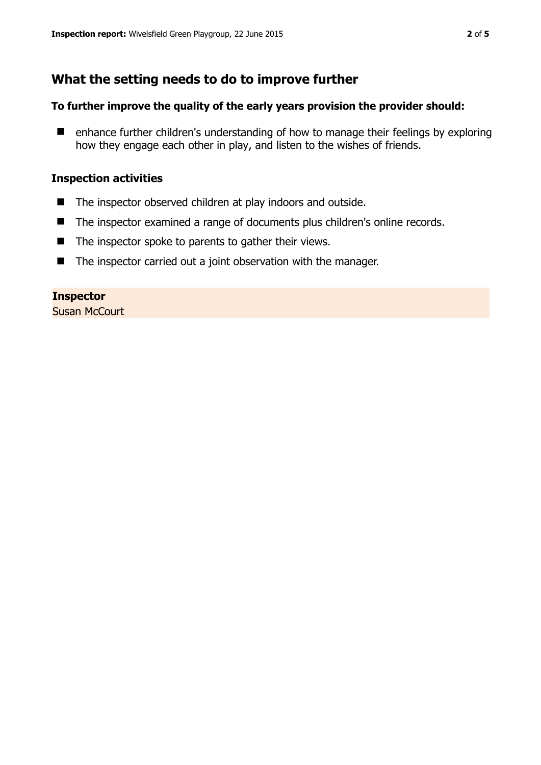## What the setting needs to do to improve further

### To further improve the quality of the early years provision the provider should:

- enhance further children's understanding of how to manage their feelings by exploring how they engage each other in play, and listen to the wishes of friends.

### Inspection activities

- The inspector observed children at play indoors and outside.
- The inspector examined a range of documents plus children's online records.
- The inspector spoke to parents to gather their views.
- The inspector carried out a joint observation with the manager.

**Inspector**
Susan McCourt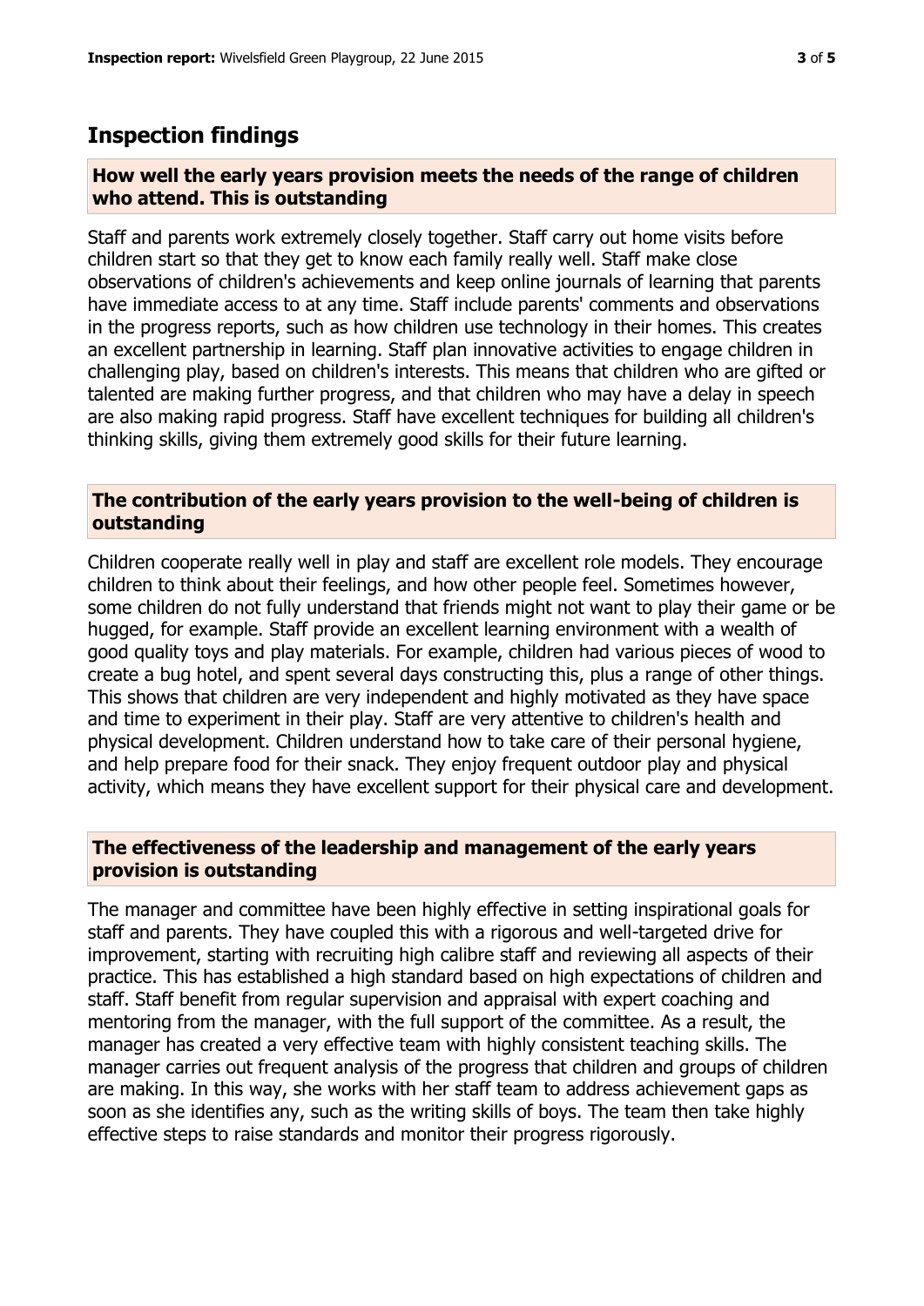## Inspection findings

### How well the early years provision meets the needs of the range of children who attend. This is outstanding

Staff and parents work extremely closely together. Staff carry out home visits before children start so that they get to know each family really well. Staff make close observations of children's achievements and keep online journals of learning that parents have immediate access to at any time. Staff include parents' comments and observations in the progress reports, such as how children use technology in their homes. This creates an excellent partnership in learning. Staff plan innovative activities to engage children in challenging play, based on children's interests. This means that children who are gifted or talented are making further progress, and that children who may have a delay in speech are also making rapid progress. Staff have excellent techniques for building all children's thinking skills, giving them extremely good skills for their future learning.

### The contribution of the early years provision to the well-being of children is outstanding

Children cooperate really well in play and staff are excellent role models. They encourage children to think about their feelings, and how other people feel. Sometimes however, some children do not fully understand that friends might not want to play their game or be hugged, for example. Staff provide an excellent learning environment with a wealth of good quality toys and play materials. For example, children had various pieces of wood to create a bug hotel, and spent several days constructing this, plus a range of other things. This shows that children are very independent and highly motivated as they have space and time to experiment in their play. Staff are very attentive to children's health and physical development. Children understand how to take care of their personal hygiene, and help prepare food for their snack. They enjoy frequent outdoor play and physical activity, which means they have excellent support for their physical care and development.

### The effectiveness of the leadership and management of the early years provision is outstanding

The manager and committee have been highly effective in setting inspirational goals for staff and parents. They have coupled this with a rigorous and well-targeted drive for improvement, starting with recruiting high calibre staff and reviewing all aspects of their practice. This has established a high standard based on high expectations of children and staff. Staff benefit from regular supervision and appraisal with expert coaching and mentoring from the manager, with the full support of the committee. As a result, the manager has created a very effective team with highly consistent teaching skills. The manager carries out frequent analysis of the progress that children and groups of children are making. In this way, she works with her staff team to address achievement gaps as soon as she identifies any, such as the writing skills of boys. The team then take highly effective steps to raise standards and monitor their progress rigorously.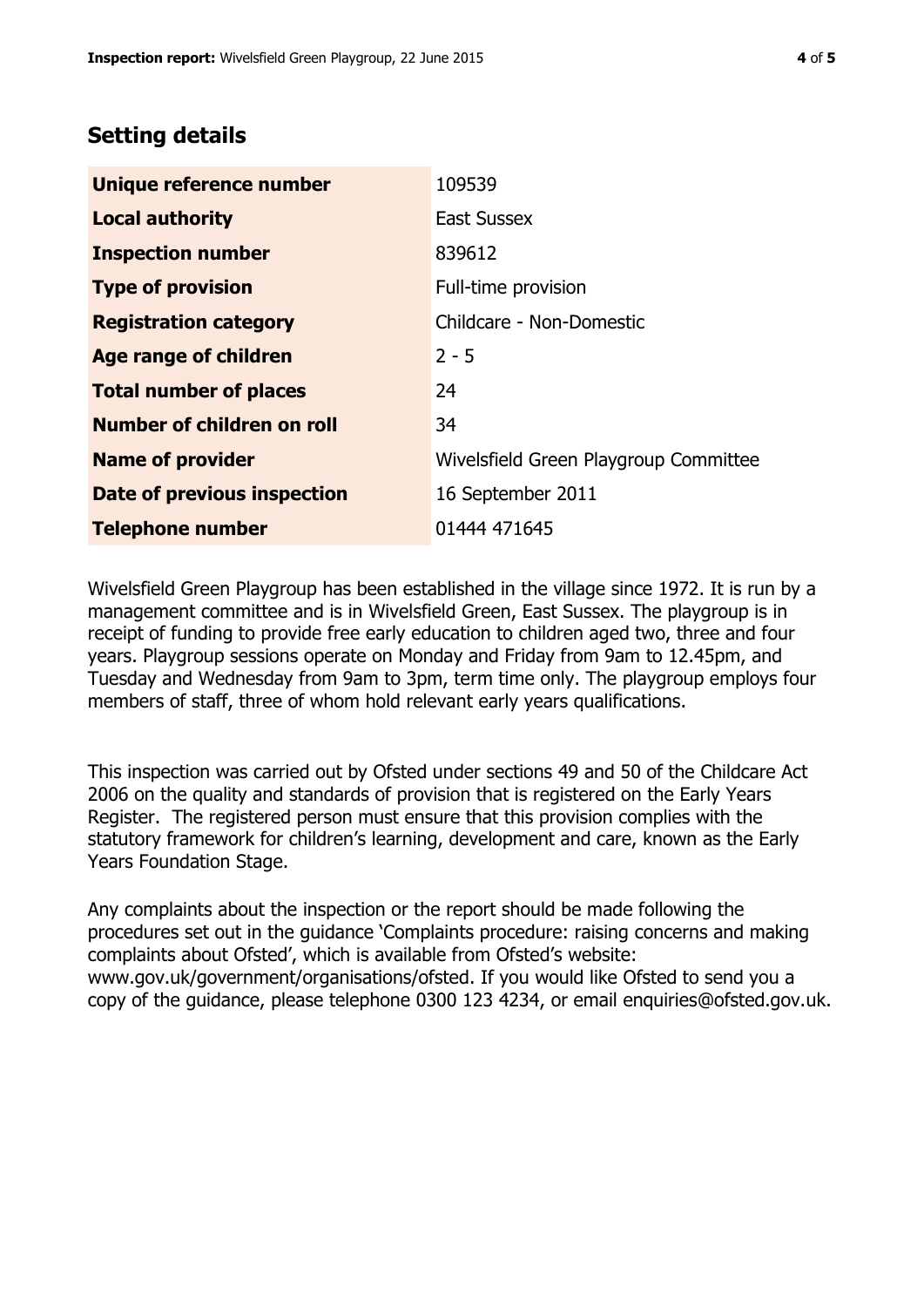## Setting details

| | |
|---|---|
| **Unique reference number** | 109539 |
| **Local authority** | East Sussex |
| **Inspection number** | 839612 |
| **Type of provision** | Full-time provision |
| **Registration category** | Childcare - Non-Domestic |
| **Age range of children** | 2 - 5 |
| **Total number of places** | 24 |
| **Number of children on roll** | 34 |
| **Name of provider** | Wivelsfield Green Playgroup Committee |
| **Date of previous inspection** | 16 September 2011 |
| **Telephone number** | 01444 471645 |

Wivelsfield Green Playgroup has been established in the village since 1972. It is run by a management committee and is in Wivelsfield Green, East Sussex. The playgroup is in receipt of funding to provide free early education to children aged two, three and four years. Playgroup sessions operate on Monday and Friday from 9am to 12.45pm, and Tuesday and Wednesday from 9am to 3pm, term time only. The playgroup employs four members of staff, three of whom hold relevant early years qualifications.

This inspection was carried out by Ofsted under sections 49 and 50 of the Childcare Act 2006 on the quality and standards of provision that is registered on the Early Years Register. The registered person must ensure that this provision complies with the statutory framework for children's learning, development and care, known as the Early Years Foundation Stage.

Any complaints about the inspection or the report should be made following the procedures set out in the guidance 'Complaints procedure: raising concerns and making complaints about Ofsted', which is available from Ofsted's website: www.gov.uk/government/organisations/ofsted. If you would like Ofsted to send you a copy of the guidance, please telephone 0300 123 4234, or email enquiries@ofsted.gov.uk.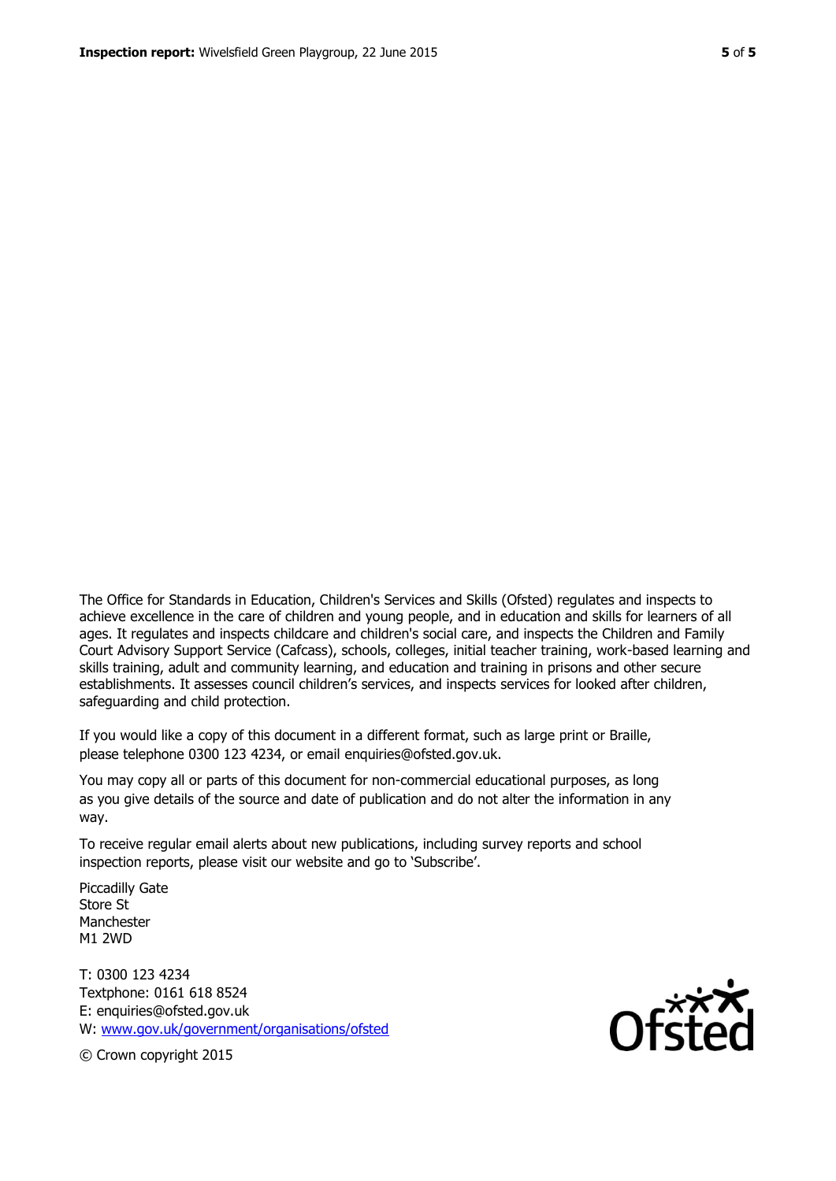The Office for Standards in Education, Children's Services and Skills (Ofsted) regulates and inspects to achieve excellence in the care of children and young people, and in education and skills for learners of all ages. It regulates and inspects childcare and children's social care, and inspects the Children and Family Court Advisory Support Service (Cafcass), schools, colleges, initial teacher training, work-based learning and skills training, adult and community learning, and education and training in prisons and other secure establishments. It assesses council children's services, and inspects services for looked after children, safeguarding and child protection.

If you would like a copy of this document in a different format, such as large print or Braille, please telephone 0300 123 4234, or email enquiries@ofsted.gov.uk.

You may copy all or parts of this document for non-commercial educational purposes, as long as you give details of the source and date of publication and do not alter the information in any way.

To receive regular email alerts about new publications, including survey reports and school inspection reports, please visit our website and go to 'Subscribe'.

Piccadilly Gate
Store St
Manchester
M1 2WD

T: 0300 123 4234
Textphone: 0161 618 8524
E: enquiries@ofsted.gov.uk
W: [www.gov.uk/government/organisations/ofsted](www.gov.uk/government/organisations/ofsted)

© Crown copyright 2015